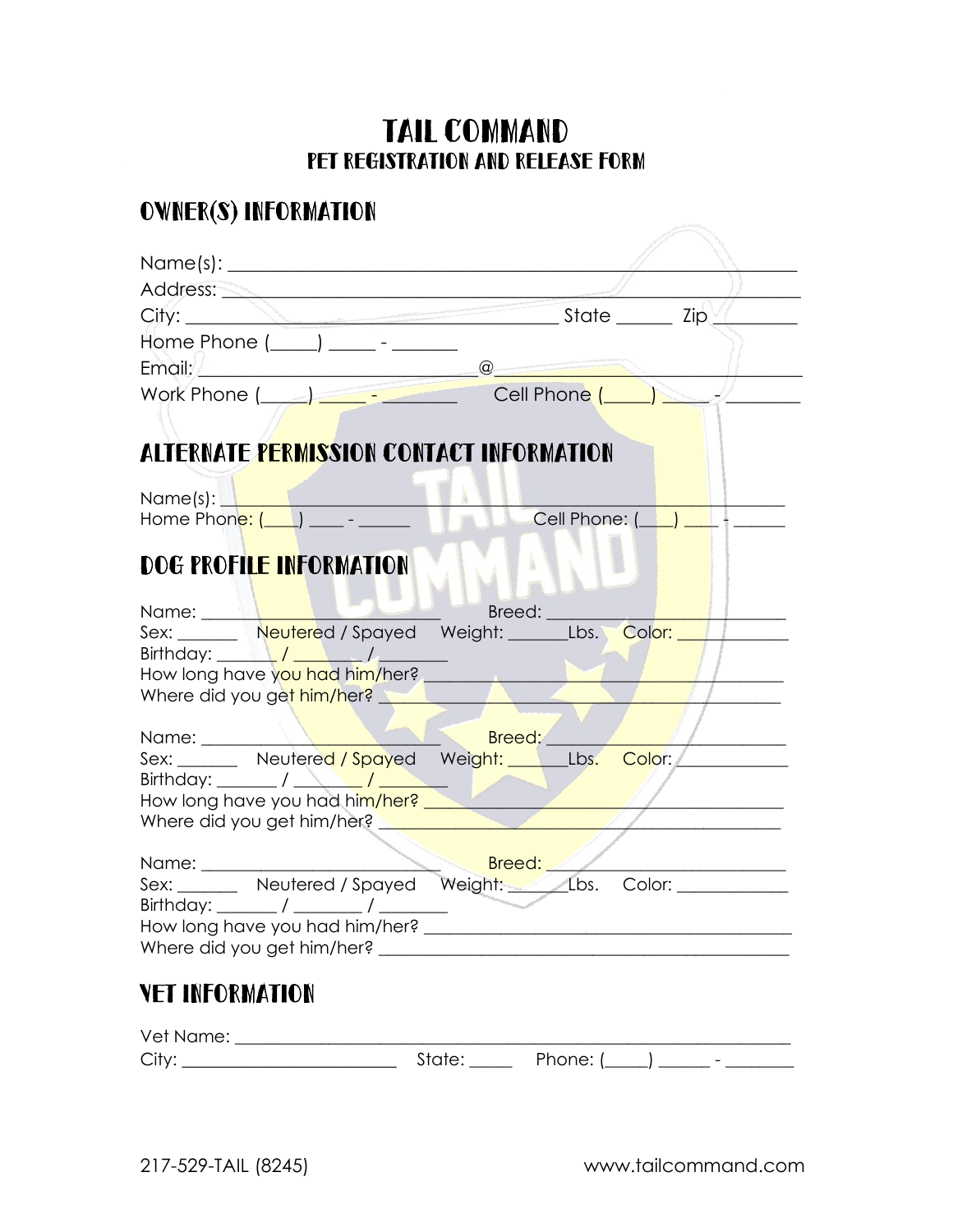# TAIL COMMAND

## PET REGISTRATION AND RELEASE FORM

## OWNER(S) INFORMATION

Name(s): ____________________________________________________________

Address: ____________________________________________________________

City: ________________________________________ State ______ Zip ________

Home Phone (_____) _____ - _______

Email: ______________________________@_______________________________

Work Phone (_____) _____ - ________ Cell Phone (_____) _____ - ________

## ALTERNATE PERMISSION CONTACT INFORMATION

Name(s): ____________________________________________________________

Home Phone: (____) ____ - ______ Cell Phone: (____) ____ - ______

## DOG PROFILE INFORMATION

Name: __________________________ Breed: __________________________

Sex: _______ Neutered / Spayed Weight: _______Lbs. Color: ____________

Birthday: _______ / ________ / ________

How long have you had him/her? ________________________________________

Where did you get him/her? ____________________________________________

Name: __________________________ Breed: __________________________

Sex: _______ Neutered / Spayed Weight: _______Lbs. Color: ____________

Birthday: _______ / ________ / ________

How long have you had him/her? ________________________________________

Where did you get him/her? ____________________________________________

Name: __________________________ Breed: __________________________

Sex: _______ Neutered / Spayed Weight: _______Lbs. Color: ____________

Birthday: _______ / ________ / ________

How long have you had him/her? ________________________________________

Where did you get him/her? ____________________________________________

## VET INFORMATION

Vet Name: ___________________________________________________________

City: ________________________ State: _____ Phone: (_____) ______ - ________

217-529-TAIL (8245) www.tailcommand.com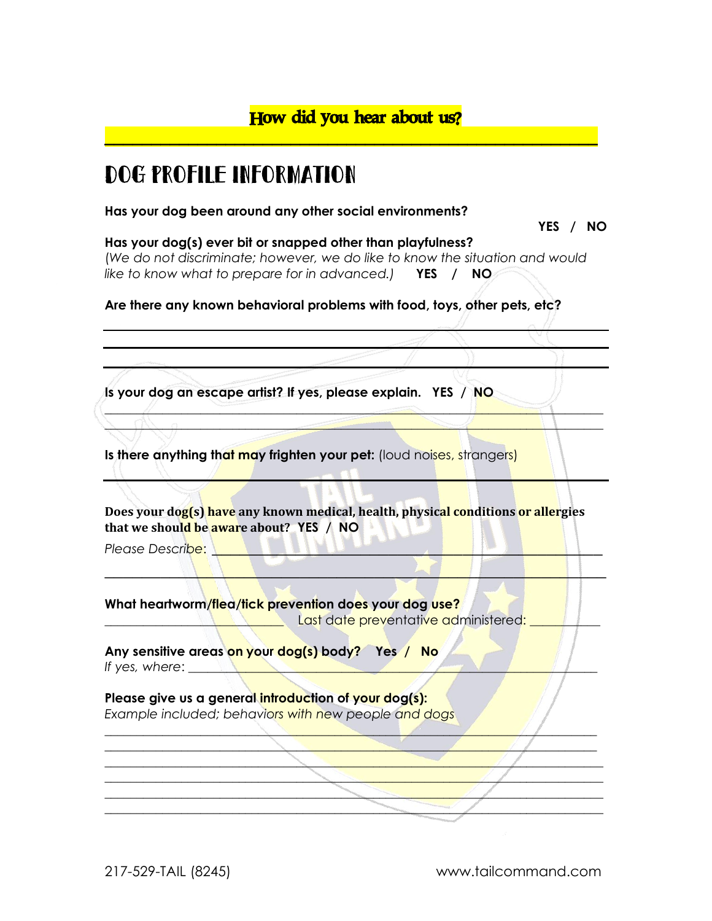**How did you hear about us?**

\_\_\_\_\_\_\_\_\_\_\_\_\_\_\_\_\_\_\_\_\_\_\_\_\_\_\_\_\_\_\_\_\_\_\_\_\_\_\_\_\_\_\_\_\_\_\_\_\_\_\_\_\_\_\_\_\_\_\_\_

# DOG PROFILE INFORMATION

**Has your dog been around any other social environments?**

**YES / NO**

**Has your dog(s) ever bit or snapped other than playfulness?**
*(We do not discriminate; however, we do like to know the situation and would like to know what to prepare for in advanced.)* **YES / NO**

**Are there any known behavioral problems with food, toys, other pets, etc?**

\_\_\_\_\_\_\_\_\_\_\_\_\_\_\_\_\_\_\_\_\_\_\_\_\_\_\_\_\_\_\_\_\_\_\_\_\_\_\_\_\_\_\_\_\_\_\_\_\_\_\_\_\_\_\_\_\_\_\_\_

\_\_\_\_\_\_\_\_\_\_\_\_\_\_\_\_\_\_\_\_\_\_\_\_\_\_\_\_\_\_\_\_\_\_\_\_\_\_\_\_\_\_\_\_\_\_\_\_\_\_\_\_\_\_\_\_\_\_\_\_

\_\_\_\_\_\_\_\_\_\_\_\_\_\_\_\_\_\_\_\_\_\_\_\_\_\_\_\_\_\_\_\_\_\_\_\_\_\_\_\_\_\_\_\_\_\_\_\_\_\_\_\_\_\_\_\_\_\_\_\_

**Is your dog an escape artist? If yes, please explain. YES / NO**

\_\_\_\_\_\_\_\_\_\_\_\_\_\_\_\_\_\_\_\_\_\_\_\_\_\_\_\_\_\_\_\_\_\_\_\_\_\_\_\_\_\_\_\_\_\_\_\_\_\_\_\_\_\_\_\_\_\_\_\_

\_\_\_\_\_\_\_\_\_\_\_\_\_\_\_\_\_\_\_\_\_\_\_\_\_\_\_\_\_\_\_\_\_\_\_\_\_\_\_\_\_\_\_\_\_\_\_\_\_\_\_\_\_\_\_\_\_\_\_\_

**Is there anything that may frighten your pet:** (loud noises, strangers)

\_\_\_\_\_\_\_\_\_\_\_\_\_\_\_\_\_\_\_\_\_\_\_\_\_\_\_\_\_\_\_\_\_\_\_\_\_\_\_\_\_\_\_\_\_\_\_\_\_\_\_\_\_\_\_\_\_\_\_\_

**Does your dog(s) have any known medical, health, physical conditions or allergies that we should be aware about? YES / NO**

*Please Describe*: \_\_\_\_\_\_\_\_\_\_\_\_\_\_\_\_\_\_\_\_\_\_\_\_\_\_\_\_\_\_\_\_\_\_\_\_\_\_\_\_\_\_\_\_\_\_\_\_\_\_

\_\_\_\_\_\_\_\_\_\_\_\_\_\_\_\_\_\_\_\_\_\_\_\_\_\_\_\_\_\_\_\_\_\_\_\_\_\_\_\_\_\_\_\_\_\_\_\_\_\_\_\_\_\_\_\_\_\_\_\_

**What heartworm/flea/tick prevention does your dog use?**

\_\_\_\_\_\_\_\_\_\_\_\_\_\_\_\_\_\_\_\_\_\_\_\_\_ Last date preventative administered: \_\_\_\_\_\_\_\_\_\_

**Any sensitive areas on your dog(s) body? Yes / No**

*If yes, where*: \_\_\_\_\_\_\_\_\_\_\_\_\_\_\_\_\_\_\_\_\_\_\_\_\_\_\_\_\_\_\_\_\_\_\_\_\_\_\_\_\_\_\_\_\_\_\_\_\_\_\_\_\_\_

**Please give us a general introduction of your dog(s):**

*Example included; behaviors with new people and dogs*

\_\_\_\_\_\_\_\_\_\_\_\_\_\_\_\_\_\_\_\_\_\_\_\_\_\_\_\_\_\_\_\_\_\_\_\_\_\_\_\_\_\_\_\_\_\_\_\_\_\_\_\_\_\_\_\_\_\_\_\_

\_\_\_\_\_\_\_\_\_\_\_\_\_\_\_\_\_\_\_\_\_\_\_\_\_\_\_\_\_\_\_\_\_\_\_\_\_\_\_\_\_\_\_\_\_\_\_\_\_\_\_\_\_\_\_\_\_\_\_\_

\_\_\_\_\_\_\_\_\_\_\_\_\_\_\_\_\_\_\_\_\_\_\_\_\_\_\_\_\_\_\_\_\_\_\_\_\_\_\_\_\_\_\_\_\_\_\_\_\_\_\_\_\_\_\_\_\_\_\_\_

\_\_\_\_\_\_\_\_\_\_\_\_\_\_\_\_\_\_\_\_\_\_\_\_\_\_\_\_\_\_\_\_\_\_\_\_\_\_\_\_\_\_\_\_\_\_\_\_\_\_\_\_\_\_\_\_\_\_\_\_

\_\_\_\_\_\_\_\_\_\_\_\_\_\_\_\_\_\_\_\_\_\_\_\_\_\_\_\_\_\_\_\_\_\_\_\_\_\_\_\_\_\_\_\_\_\_\_\_\_\_\_\_\_\_\_\_\_\_\_\_

\_\_\_\_\_\_\_\_\_\_\_\_\_\_\_\_\_\_\_\_\_\_\_\_\_\_\_\_\_\_\_\_\_\_\_\_\_\_\_\_\_\_\_\_\_\_\_\_\_\_\_\_\_\_\_\_\_\_\_\_

217-529-TAIL (8245) www.tailcommand.com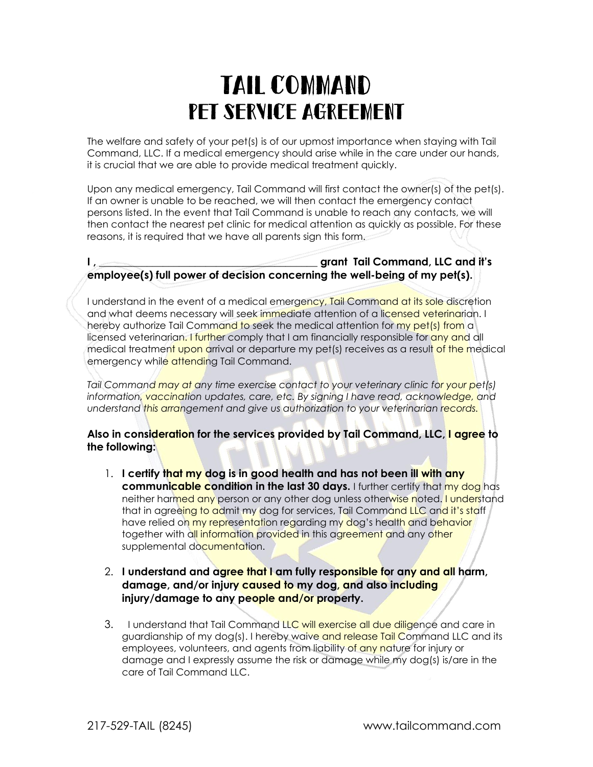# TAIL COMMAND
# PET SERVICE AGREEMENT

The welfare and safety of your pet(s) is of our upmost importance when staying with Tail Command, LLC. If a medical emergency should arise while in the care under our hands, it is crucial that we are able to provide medical treatment quickly.

Upon any medical emergency, Tail Command will first contact the owner(s) of the pet(s). If an owner is unable to be reached, we will then contact the emergency contact persons listed. In the event that Tail Command is unable to reach any contacts, we will then contact the nearest pet clinic for medical attention as quickly as possible. For these reasons, it is required that we have all parents sign this form.

**I , _________________________________________ grant Tail Command, LLC and it's employee(s) full power of decision concerning the well-being of my pet(s).**

I understand in the event of a medical emergency, Tail Command at its sole discretion and what deems necessary will seek immediate attention of a licensed veterinarian. I hereby authorize Tail Command to seek the medical attention for my pet(s) from a licensed veterinarian. I further comply that I am financially responsible for any and all medical treatment upon arrival or departure my pet(s) receives as a result of the medical emergency while attending Tail Command.

*Tail Command may at any time exercise contact to your veterinary clinic for your pet(s) information, vaccination updates, care, etc. By signing I have read, acknowledge, and understand this arrangement and give us authorization to your veterinarian records.*

**Also in consideration for the services provided by Tail Command, LLC, I agree to the following:**

1. **I certify that my dog is in good health and has not been ill with any communicable condition in the last 30 days.** I further certify that my dog has neither harmed any person or any other dog unless otherwise noted. I understand that in agreeing to admit my dog for services, Tail Command LLC and it's staff have relied on my representation regarding my dog's health and behavior together with all information provided in this agreement and any other supplemental documentation.

2. **I understand and agree that I am fully responsible for any and all harm, damage, and/or injury caused to my dog, and also including injury/damage to any people and/or property.**

3. I understand that Tail Command LLC will exercise all due diligence and care in guardianship of my dog(s). I hereby waive and release Tail Command LLC and its employees, volunteers, and agents from liability of any nature for injury or damage and I expressly assume the risk or damage while my dog(s) is/are in the care of Tail Command LLC.

217-529-TAIL (8245) www.tailcommand.com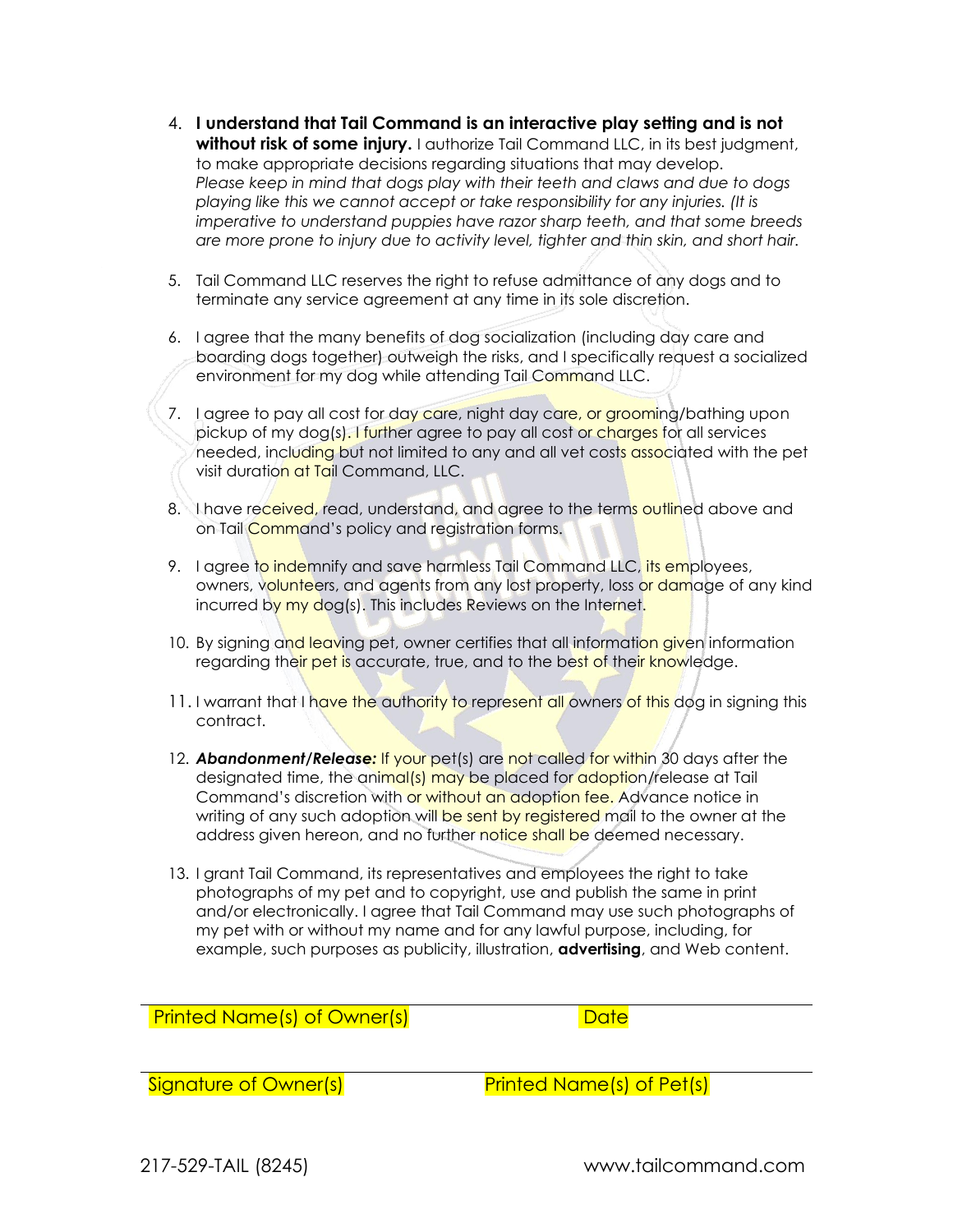4. **I understand that Tail Command is an interactive play setting and is not without risk of some injury.** I authorize Tail Command LLC, in its best judgment, to make appropriate decisions regarding situations that may develop. *Please keep in mind that dogs play with their teeth and claws and due to dogs playing like this we cannot accept or take responsibility for any injuries. (It is imperative to understand puppies have razor sharp teeth, and that some breeds are more prone to injury due to activity level, tighter and thin skin, and short hair.*

5. Tail Command LLC reserves the right to refuse admittance of any dogs and to terminate any service agreement at any time in its sole discretion.

6. I agree that the many benefits of dog socialization (including day care and boarding dogs together) outweigh the risks, and I specifically request a socialized environment for my dog while attending Tail Command LLC.

7. I agree to pay all cost for day care, night day care, or grooming/bathing upon pickup of my dog(s). I further agree to pay all cost or charges for all services needed, including but not limited to any and all vet costs associated with the pet visit duration at Tail Command, LLC.

8. I have received, read, understand, and agree to the terms outlined above and on Tail Command's policy and registration forms.

9. I agree to indemnify and save harmless Tail Command LLC, its employees, owners, volunteers, and agents from any lost property, loss or damage of any kind incurred by my dog(s). This includes Reviews on the Internet.

10. By signing and leaving pet, owner certifies that all information given information regarding their pet is accurate, true, and to the best of their knowledge.

11. I warrant that I have the authority to represent all owners of this dog in signing this contract.

12. ***Abandonment/Release:*** If your pet(s) are not called for within 30 days after the designated time, the animal(s) may be placed for adoption/release at Tail Command's discretion with or without an adoption fee. Advance notice in writing of any such adoption will be sent by registered mail to the owner at the address given hereon, and no further notice shall be deemed necessary.

13. I grant Tail Command, its representatives and employees the right to take photographs of my pet and to copyright, use and publish the same in print and/or electronically. I agree that Tail Command may use such photographs of my pet with or without my name and for any lawful purpose, including, for example, such purposes as publicity, illustration, **advertising**, and Web content.

\_\_\_\_\_\_\_\_\_\_\_\_\_\_\_\_\_\_\_\_\_\_\_\_\_\_\_\_\_\_\_\_\_\_\_\_\_\_\_\_\_\_\_\_\_\_\_\_\_\_\_\_\_\_\_\_
Printed Name(s) of Owner(s) Date

\_\_\_\_\_\_\_\_\_\_\_\_\_\_\_\_\_\_\_\_\_\_\_\_\_\_\_\_\_\_\_\_\_\_\_\_\_\_\_\_\_\_\_\_\_\_\_\_\_\_\_\_\_\_\_\_
Signature of Owner(s) Printed Name(s) of Pet(s)

217-529-TAIL (8245) www.tailcommand.com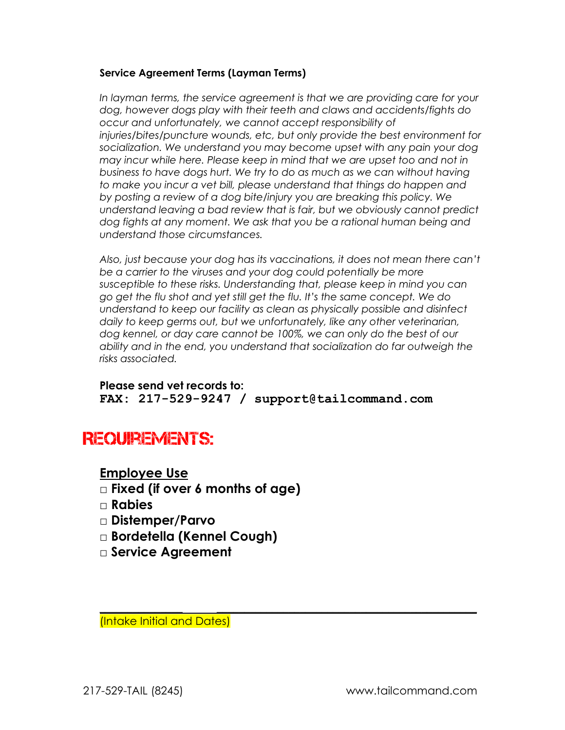**Service Agreement Terms (Layman Terms)**

*In layman terms, the service agreement is that we are providing care for your dog, however dogs play with their teeth and claws and accidents/fights do occur and unfortunately, we cannot accept responsibility of injuries/bites/puncture wounds, etc, but only provide the best environment for socialization. We understand you may become upset with any pain your dog may incur while here. Please keep in mind that we are upset too and not in business to have dogs hurt. We try to do as much as we can without having to make you incur a vet bill, please understand that things do happen and by posting a review of a dog bite/injury you are breaking this policy. We understand leaving a bad review that is fair, but we obviously cannot predict dog fights at any moment. We ask that you be a rational human being and understand those circumstances.*

*Also, just because your dog has its vaccinations, it does not mean there can't be a carrier to the viruses and your dog could potentially be more susceptible to these risks. Understanding that, please keep in mind you can go get the flu shot and yet still get the flu. It's the same concept. We do understand to keep our facility as clean as physically possible and disinfect daily to keep germs out, but we unfortunately, like any other veterinarian, dog kennel, or day care cannot be 100%, we can only do the best of our ability and in the end, you understand that socialization do far outweigh the risks associated.*

**Please send vet records to:**
**FAX: 217-529-9247 / support@tailcommand.com**

## REQUIREMENTS:

**Employee Use**

- □ **Fixed (if over 6 months of age)**
- □ **Rabies**
- □ **Distemper/Parvo**
- □ **Bordetella (Kennel Cough)**
- □ **Service Agreement**

______________________________________________

(Intake Initial and Dates)

217-529-TAIL (8245) www.tailcommand.com